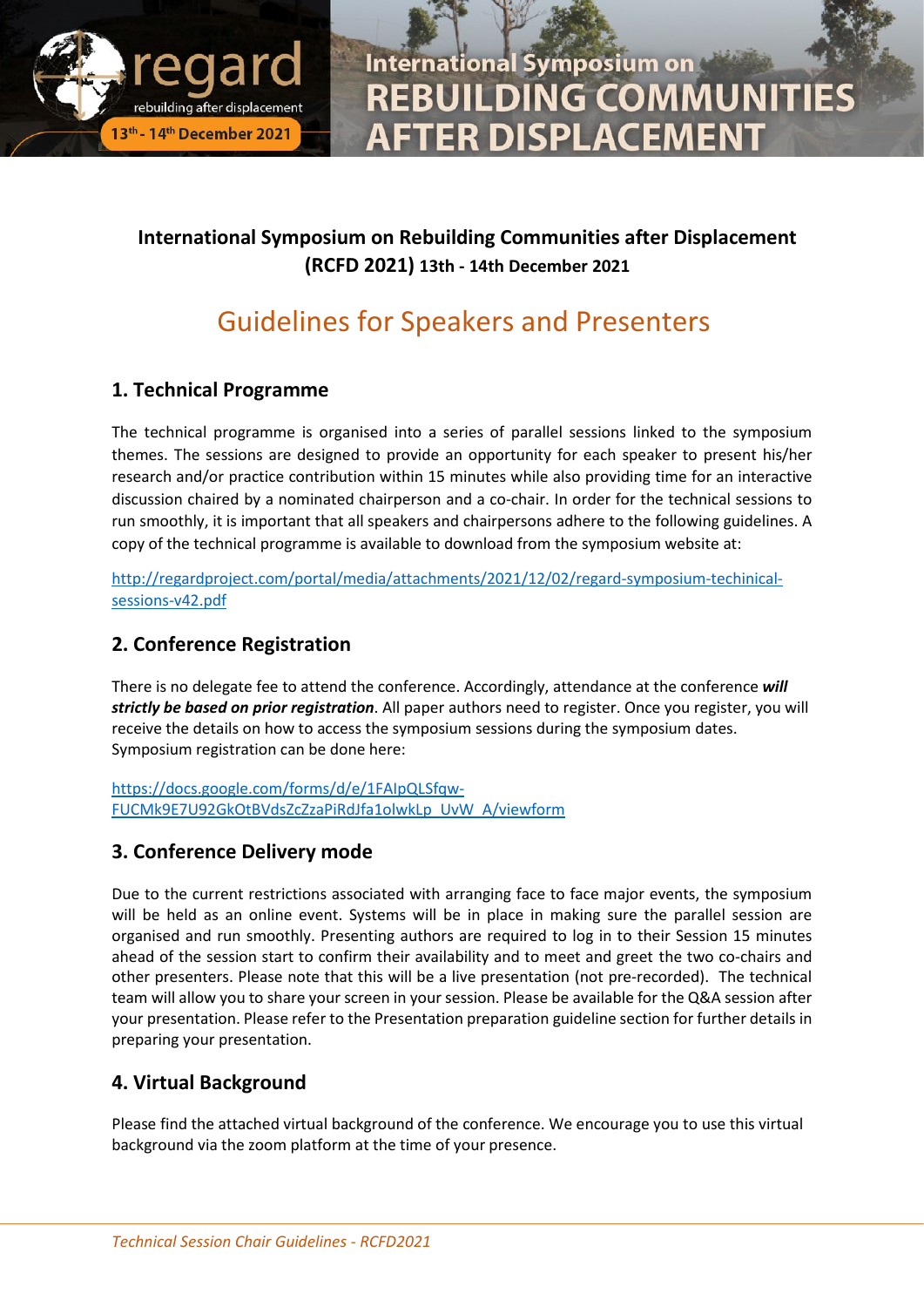# International Symposium on Rebuilding Communities after Displacement (RCFD 2021) 13th - 14th December 2021

## Guidelines for Speakers and Presenters

### 1. Technical Programme

The technical programme is organised into a series of parallel sessions linked to the symposium themes. The sessions are designed to provide an opportunity for each speaker to present his/her research and/or practice contribution within 15 minutes while also providing time for an interactive discussion chaired by a nominated chairperson and a co-chair. In order for the technical sessions to run smoothly, it is important that all speakers and chairpersons adhere to the following guidelines. A copy of the technical programme is available to download from the symposium website at:

http://regardproject.com/portal/media/attachments/2021/12/02/regard-symposium-techinical-sessions-v42.pdf

### 2. Conference Registration

There is no delegate fee to attend the conference. Accordingly, attendance at the conference ***will strictly be based on prior registration***. All paper authors need to register. Once you register, you will receive the details on how to access the symposium sessions during the symposium dates. Symposium registration can be done here:

https://docs.google.com/forms/d/e/1FAIpQLSfqw-FUCMk9E7U92GkOtBVdsZcZzaPiRdJfa1olwkLp_UvW_A/viewform

### 3. Conference Delivery mode

Due to the current restrictions associated with arranging face to face major events, the symposium will be held as an online event. Systems will be in place in making sure the parallel session are organised and run smoothly. Presenting authors are required to log in to their Session 15 minutes ahead of the session start to confirm their availability and to meet and greet the two co-chairs and other presenters. Please note that this will be a live presentation (not pre-recorded). The technical team will allow you to share your screen in your session. Please be available for the Q&A session after your presentation. Please refer to the Presentation preparation guideline section for further details in preparing your presentation.

### 4. Virtual Background

Please find the attached virtual background of the conference. We encourage you to use this virtual background via the zoom platform at the time of your presence.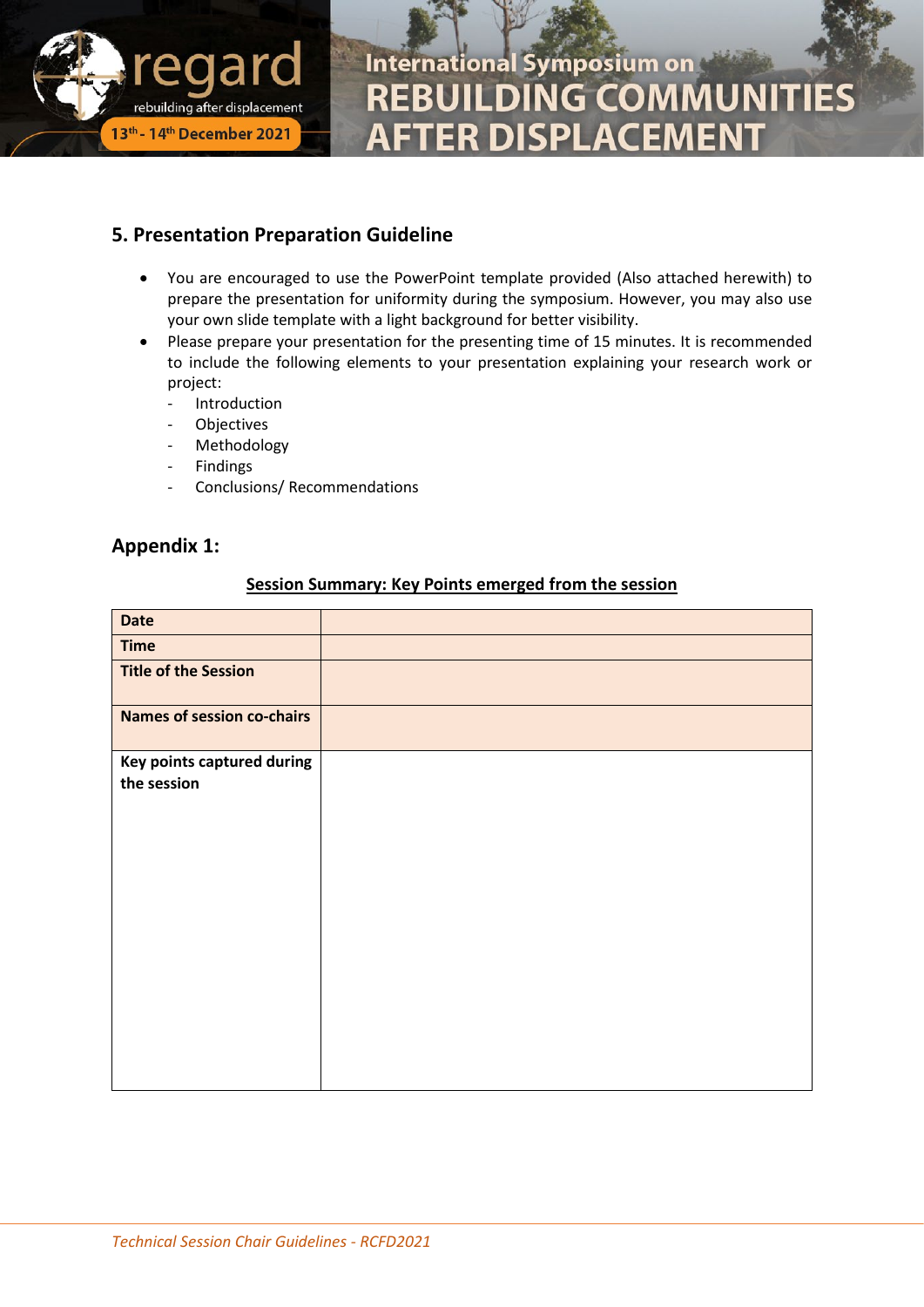## 5. Presentation Preparation Guideline

- You are encouraged to use the PowerPoint template provided (Also attached herewith) to prepare the presentation for uniformity during the symposium. However, you may also use your own slide template with a light background for better visibility.
- Please prepare your presentation for the presenting time of 15 minutes. It is recommended to include the following elements to your presentation explaining your research work or project:
  - Introduction
  - Objectives
  - Methodology
  - Findings
  - Conclusions/ Recommendations

## Appendix 1:

**<u>Session Summary: Key Points emerged from the session</u>**

| | |
|---|---|
| **Date** | |
| **Time** | |
| **Title of the Session** | |
| **Names of session co-chairs** | |
| **Key points captured during the session** | |